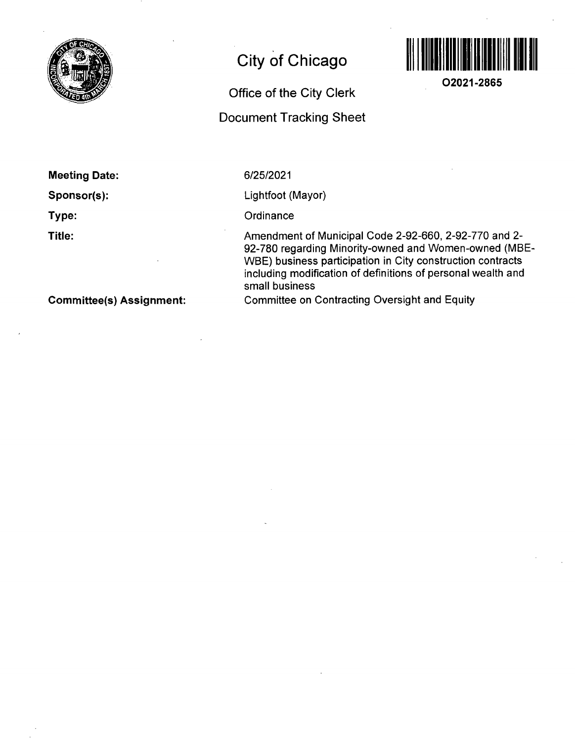# City of Chicago

## Office of the City Clerk

## Document Tracking Sheet

**O2021-2865**

**Meeting Date:** 6/25/2021

**Sponsor(s):** Lightfoot (Mayor)

**Type:** Ordinance

**Title:** Amendment of Municipal Code 2-92-660, 2-92-770 and 2-92-780 regarding Minority-owned and Women-owned (MBE-WBE) business participation in City construction contracts including modification of definitions of personal wealth and small business

**Committee(s) Assignment:** Committee on Contracting Oversight and Equity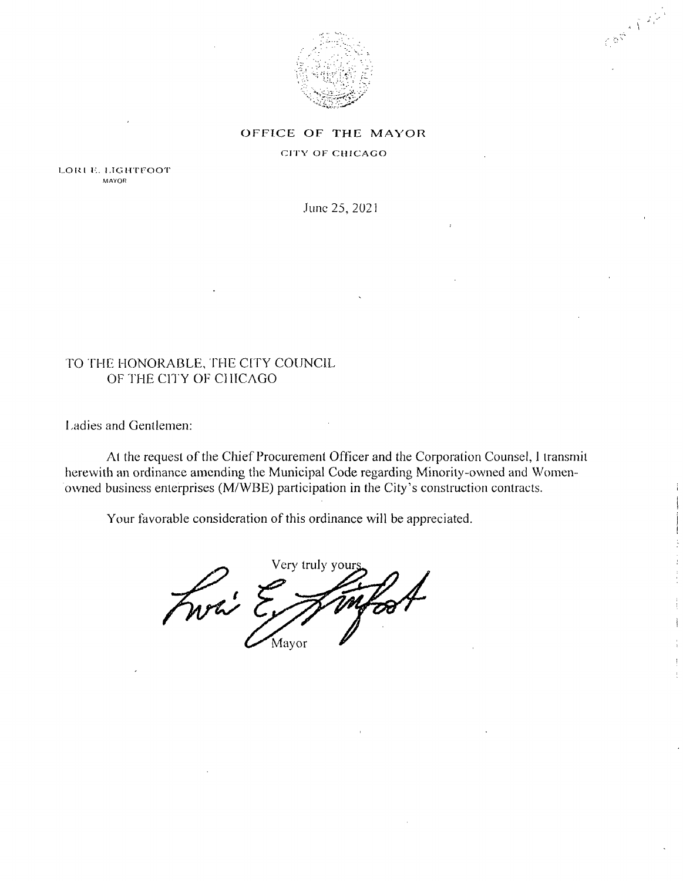# OFFICE OF THE MAYOR

CITY OF CHICAGO

LORI E. LIGHTFOOT
MAYOR

June 25, 2021

TO THE HONORABLE, THE CITY COUNCIL
OF THE CITY OF CHICAGO

Ladies and Gentlemen:

At the request of the Chief Procurement Officer and the Corporation Counsel, I transmit herewith an ordinance amending the Municipal Code regarding Minority-owned and Women-owned business enterprises (M/WBE) participation in the City's construction contracts.

Your favorable consideration of this ordinance will be appreciated.

Very truly yours,

Mayor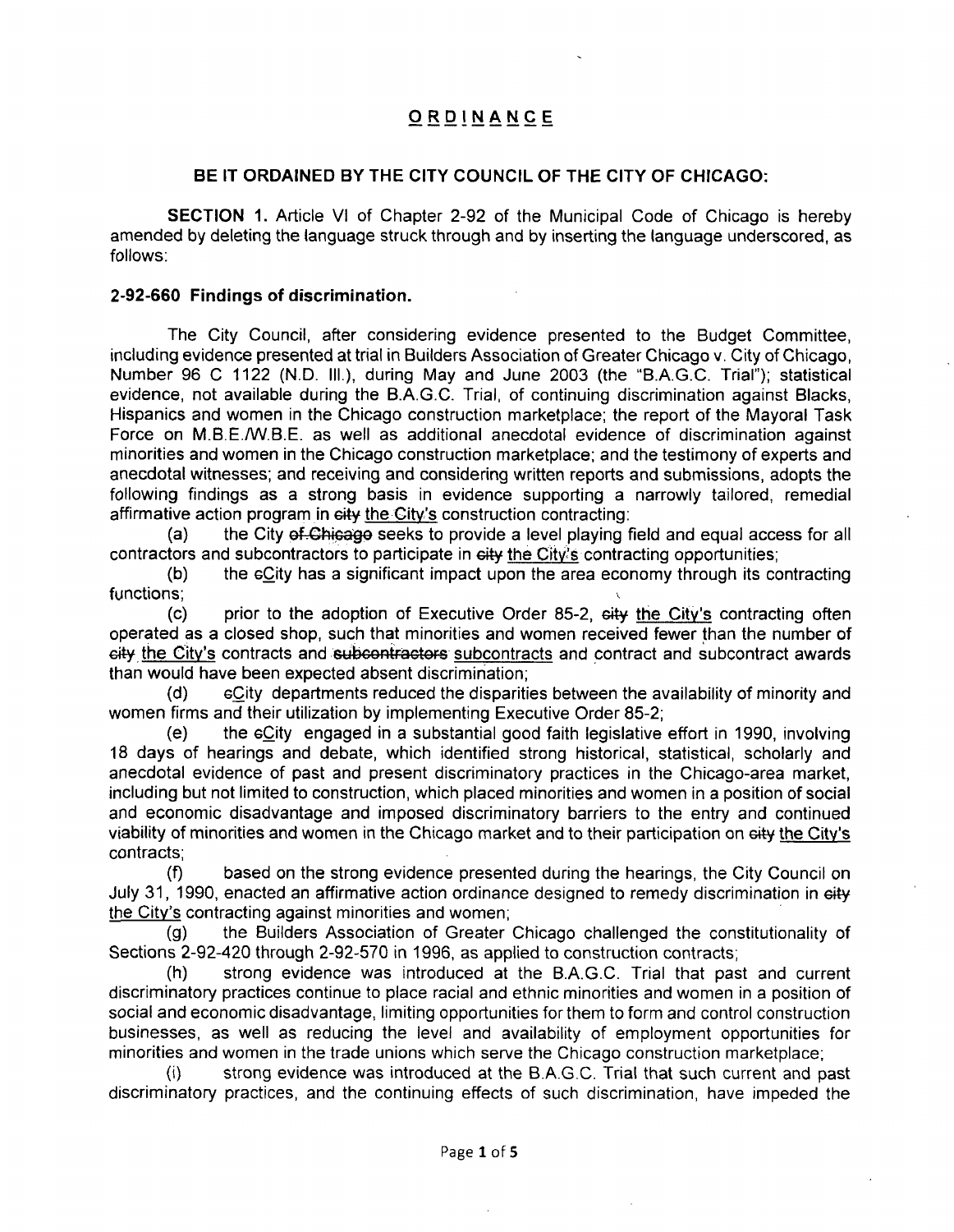# <u>ORDINANCE</u>

**BE IT ORDAINED BY THE CITY COUNCIL OF THE CITY OF CHICAGO:**

**SECTION 1.** Article VI of Chapter 2-92 of the Municipal Code of Chicago is hereby amended by deleting the language struck through and by inserting the language underscored, as follows:

### 2-92-660 Findings of discrimination.

The City Council, after considering evidence presented to the Budget Committee, including evidence presented at trial in Builders Association of Greater Chicago v. City of Chicago, Number 96 C 1122 (N.D. Ill.), during May and June 2003 (the "B.A.G.C. Trial"); statistical evidence, not available during the B.A.G.C. Trial, of continuing discrimination against Blacks, Hispanics and women in the Chicago construction marketplace; the report of the Mayoral Task Force on M.B.E./W.B.E. as well as additional anecdotal evidence of discrimination against minorities and women in the Chicago construction marketplace; and the testimony of experts and anecdotal witnesses; and receiving and considering written reports and submissions, adopts the following findings as a strong basis in evidence supporting a narrowly tailored, remedial affirmative action program in ~~city~~ <u>the City's</u> construction contracting:

(a) the City ~~of Chicago~~ seeks to provide a level playing field and equal access for all contractors and subcontractors to participate in ~~city~~ <u>the City's</u> contracting opportunities;

(b) the ~~c~~<u>C</u>ity has a significant impact upon the area economy through its contracting functions;

(c) prior to the adoption of Executive Order 85-2, ~~city~~ <u>the City's</u> contracting often operated as a closed shop, such that minorities and women received fewer than the number of ~~city~~ <u>the City's</u> contracts and ~~subcontractors~~ <u>subcontracts</u> and contract and subcontract awards than would have been expected absent discrimination;

(d) ~~c~~<u>C</u>ity departments reduced the disparities between the availability of minority and women firms and their utilization by implementing Executive Order 85-2;

(e) the ~~c~~<u>C</u>ity engaged in a substantial good faith legislative effort in 1990, involving 18 days of hearings and debate, which identified strong historical, statistical, scholarly and anecdotal evidence of past and present discriminatory practices in the Chicago-area market, including but not limited to construction, which placed minorities and women in a position of social and economic disadvantage and imposed discriminatory barriers to the entry and continued viability of minorities and women in the Chicago market and to their participation on ~~city~~ <u>the City's</u> contracts;

(f) based on the strong evidence presented during the hearings, the City Council on July 31, 1990, enacted an affirmative action ordinance designed to remedy discrimination in ~~city~~ <u>the City's</u> contracting against minorities and women;

(g) the Builders Association of Greater Chicago challenged the constitutionality of Sections 2-92-420 through 2-92-570 in 1996, as applied to construction contracts;

(h) strong evidence was introduced at the B.A.G.C. Trial that past and current discriminatory practices continue to place racial and ethnic minorities and women in a position of social and economic disadvantage, limiting opportunities for them to form and control construction businesses, as well as reducing the level and availability of employment opportunities for minorities and women in the trade unions which serve the Chicago construction marketplace;

(i) strong evidence was introduced at the B.A.G.C. Trial that such current and past discriminatory practices, and the continuing effects of such discrimination, have impeded the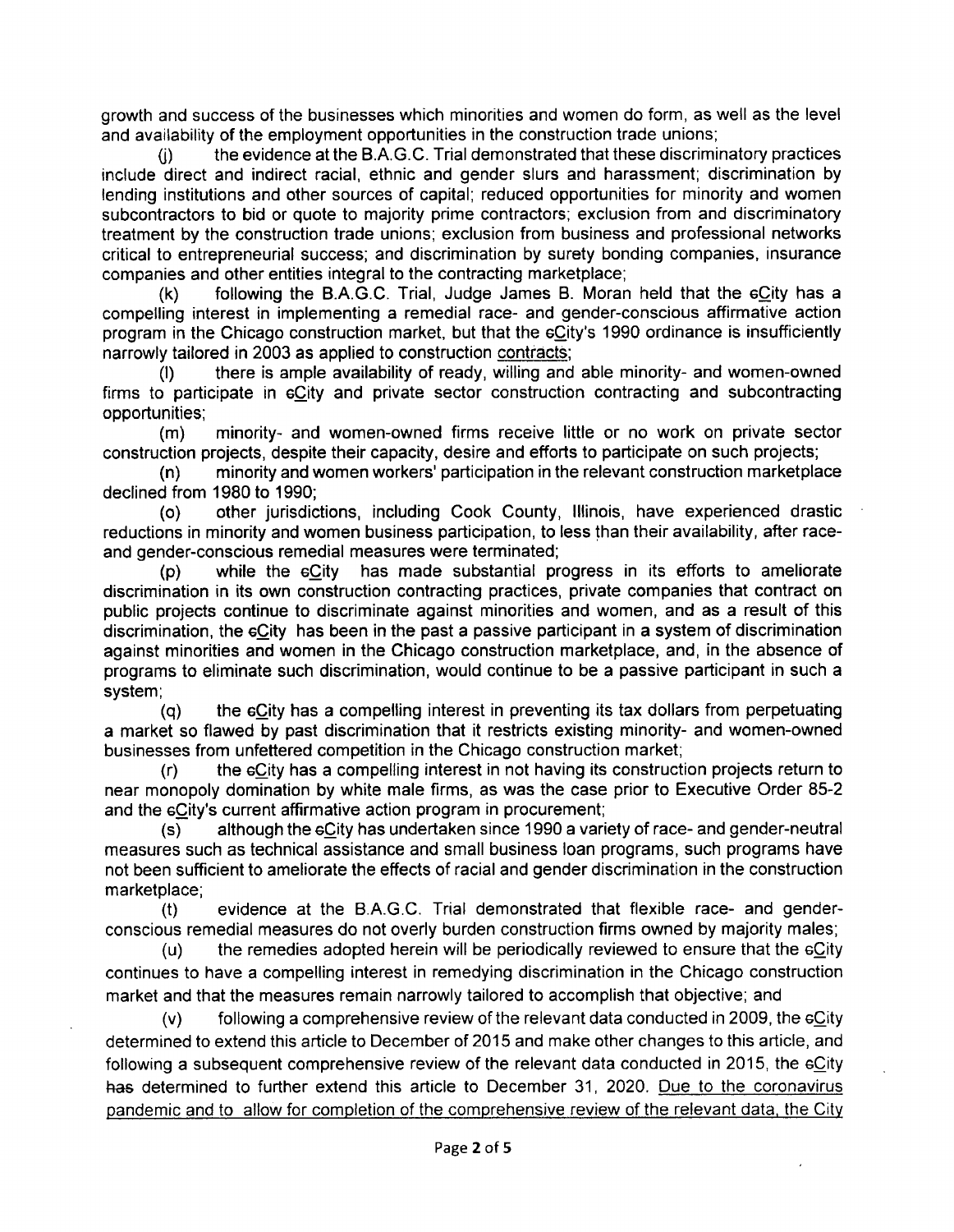growth and success of the businesses which minorities and women do form, as well as the level and availability of the employment opportunities in the construction trade unions;

(j) the evidence at the B.A.G.C. Trial demonstrated that these discriminatory practices include direct and indirect racial, ethnic and gender slurs and harassment; discrimination by lending institutions and other sources of capital; reduced opportunities for minority and women subcontractors to bid or quote to majority prime contractors; exclusion from and discriminatory treatment by the construction trade unions; exclusion from business and professional networks critical to entrepreneurial success; and discrimination by surety bonding companies, insurance companies and other entities integral to the contracting marketplace;

(k) following the B.A.G.C. Trial, Judge James B. Moran held that the cCity has a compelling interest in implementing a remedial race- and gender-conscious affirmative action program in the Chicago construction market, but that the cCity's 1990 ordinance is insufficiently narrowly tailored in 2003 as applied to construction contracts;

(l) there is ample availability of ready, willing and able minority- and women-owned firms to participate in cCity and private sector construction contracting and subcontracting opportunities;

(m) minority- and women-owned firms receive little or no work on private sector construction projects, despite their capacity, desire and efforts to participate on such projects;

(n) minority and women workers' participation in the relevant construction marketplace declined from 1980 to 1990;

(o) other jurisdictions, including Cook County, Illinois, have experienced drastic reductions in minority and women business participation, to less than their availability, after race- and gender-conscious remedial measures were terminated;

(p) while the cCity has made substantial progress in its efforts to ameliorate discrimination in its own construction contracting practices, private companies that contract on public projects continue to discriminate against minorities and women, and as a result of this discrimination, the cCity has been in the past a passive participant in a system of discrimination against minorities and women in the Chicago construction marketplace, and, in the absence of programs to eliminate such discrimination, would continue to be a passive participant in such a system;

(q) the cCity has a compelling interest in preventing its tax dollars from perpetuating a market so flawed by past discrimination that it restricts existing minority- and women-owned businesses from unfettered competition in the Chicago construction market;

(r) the cCity has a compelling interest in not having its construction projects return to near monopoly domination by white male firms, as was the case prior to Executive Order 85-2 and the cCity's current affirmative action program in procurement;

(s) although the cCity has undertaken since 1990 a variety of race- and gender-neutral measures such as technical assistance and small business loan programs, such programs have not been sufficient to ameliorate the effects of racial and gender discrimination in the construction marketplace;

(t) evidence at the B.A.G.C. Trial demonstrated that flexible race- and gender-conscious remedial measures do not overly burden construction firms owned by majority males;

(u) the remedies adopted herein will be periodically reviewed to ensure that the cCity continues to have a compelling interest in remedying discrimination in the Chicago construction market and that the measures remain narrowly tailored to accomplish that objective; and

(v) following a comprehensive review of the relevant data conducted in 2009, the cCity determined to extend this article to December of 2015 and make other changes to this article, and following a subsequent comprehensive review of the relevant data conducted in 2015, the cCity has determined to further extend this article to December 31, 2020. Due to the coronavirus pandemic and to allow for completion of the comprehensive review of the relevant data, the City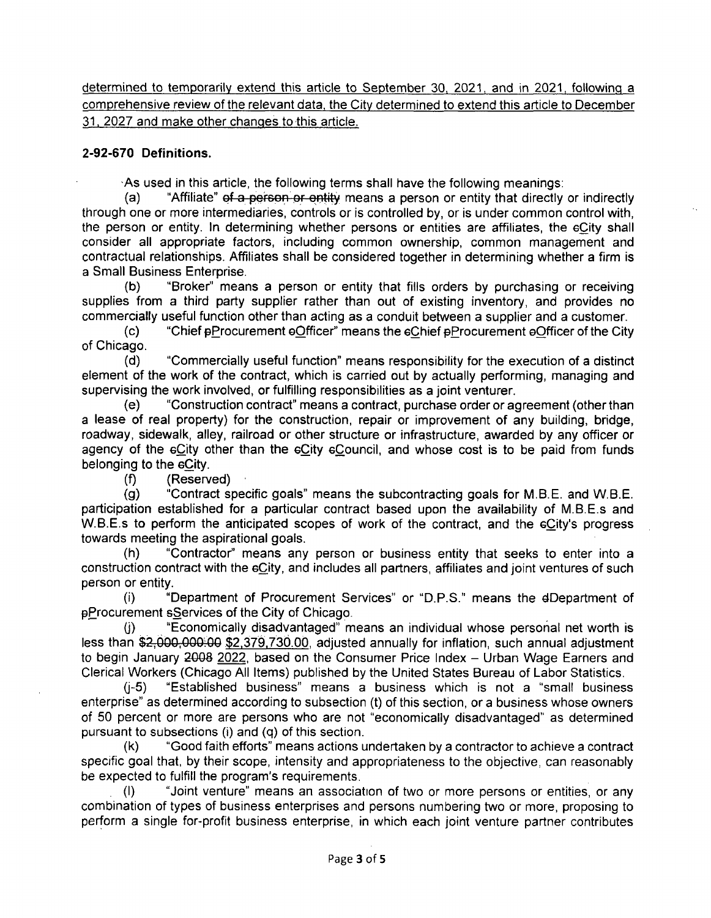<u>determined to temporarily extend this article to September 30, 2021, and in 2021, following a comprehensive review of the relevant data, the City determined to extend this article to December 31, 2027 and make other changes to this article.</u>

**2-92-670 Definitions.**

As used in this article, the following terms shall have the following meanings:

(a) "Affiliate" ~~of a person or entity~~ means a person or entity that directly or indirectly through one or more intermediaries, controls or is controlled by, or is under common control with, the person or entity. In determining whether persons or entities are affiliates, the ~~c~~<u>C</u>ity shall consider all appropriate factors, including common ownership, common management and contractual relationships. Affiliates shall be considered together in determining whether a firm is a Small Business Enterprise.

(b) "Broker" means a person or entity that fills orders by purchasing or receiving supplies from a third party supplier rather than out of existing inventory, and provides no commercially useful function other than acting as a conduit between a supplier and a customer.

(c) "Chief ~~p~~<u>P</u>rocurement ~~o~~<u>O</u>fficer" means the ~~c~~<u>C</u>hief ~~p~~<u>P</u>rocurement ~~o~~<u>O</u>fficer of the City of Chicago.

(d) "Commercially useful function" means responsibility for the execution of a distinct element of the work of the contract, which is carried out by actually performing, managing and supervising the work involved, or fulfilling responsibilities as a joint venturer.

(e) "Construction contract" means a contract, purchase order or agreement (other than a lease of real property) for the construction, repair or improvement of any building, bridge, roadway, sidewalk, alley, railroad or other structure or infrastructure, awarded by any officer or agency of the ~~c~~<u>C</u>ity other than the ~~c~~<u>C</u>ity ~~c~~<u>C</u>ouncil, and whose cost is to be paid from funds belonging to the ~~c~~<u>C</u>ity.

(f) (Reserved)

(g) "Contract specific goals" means the subcontracting goals for M.B.E. and W.B.E. participation established for a particular contract based upon the availability of M.B.E.s and W.B.E.s to perform the anticipated scopes of work of the contract, and the ~~c~~<u>C</u>ity's progress towards meeting the aspirational goals.

(h) "Contractor" means any person or business entity that seeks to enter into a construction contract with the ~~c~~<u>C</u>ity, and includes all partners, affiliates and joint ventures of such person or entity.

(i) "Department of Procurement Services" or "D.P.S." means the ~~d~~<u>D</u>epartment of ~~p~~<u>P</u>rocurement ~~s~~<u>S</u>ervices of the City of Chicago.

(j) "Economically disadvantaged" means an individual whose personal net worth is less than ~~$2,000,000.00~~ <u>$2,379,730.00</u>, adjusted annually for inflation, such annual adjustment to begin January ~~2008~~ <u>2022</u>, based on the Consumer Price Index – Urban Wage Earners and Clerical Workers (Chicago All Items) published by the United States Bureau of Labor Statistics.

(j-5) "Established business" means a business which is not a "small business enterprise" as determined according to subsection (t) of this section, or a business whose owners of 50 percent or more are persons who are not "economically disadvantaged" as determined pursuant to subsections (i) and (q) of this section.

(k) "Good faith efforts" means actions undertaken by a contractor to achieve a contract specific goal that, by their scope, intensity and appropriateness to the objective, can reasonably be expected to fulfill the program's requirements.

(l) "Joint venture" means an association of two or more persons or entities, or any combination of types of business enterprises and persons numbering two or more, proposing to perform a single for-profit business enterprise, in which each joint venture partner contributes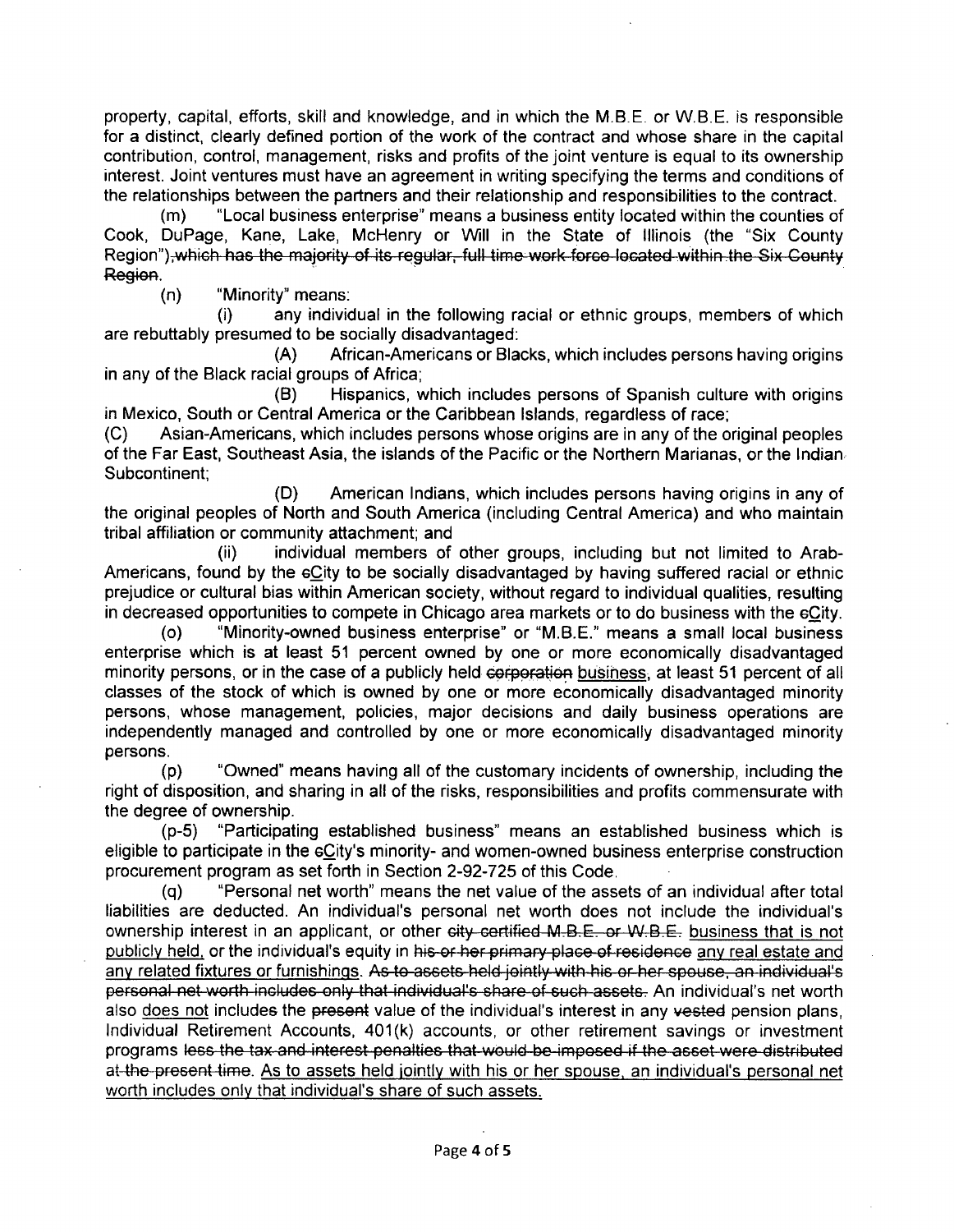property, capital, efforts, skill and knowledge, and in which the M.B.E. or W.B.E. is responsible for a distinct, clearly defined portion of the work of the contract and whose share in the capital contribution, control, management, risks and profits of the joint venture is equal to its ownership interest. Joint ventures must have an agreement in writing specifying the terms and conditions of the relationships between the partners and their relationship and responsibilities to the contract.

(m) "Local business enterprise" means a business entity located within the counties of Cook, DuPage, Kane, Lake, McHenry or Will in the State of Illinois (the "Six County Region")~~, which has the majority of its regular, full time work force located within the Six County Region~~.

(n) "Minority" means:

(i) any individual in the following racial or ethnic groups, members of which are rebuttably presumed to be socially disadvantaged:

(A) African-Americans or Blacks, which includes persons having origins in any of the Black racial groups of Africa;

(B) Hispanics, which includes persons of Spanish culture with origins in Mexico, South or Central America or the Caribbean Islands, regardless of race;

(C) Asian-Americans, which includes persons whose origins are in any of the original peoples of the Far East, Southeast Asia, the islands of the Pacific or the Northern Marianas, or the Indian Subcontinent;

(D) American Indians, which includes persons having origins in any of the original peoples of North and South America (including Central America) and who maintain tribal affiliation or community attachment; and

(ii) individual members of other groups, including but not limited to Arab-Americans, found by the ~~c~~<u>C</u>ity to be socially disadvantaged by having suffered racial or ethnic prejudice or cultural bias within American society, without regard to individual qualities, resulting in decreased opportunities to compete in Chicago area markets or to do business with the ~~c~~<u>C</u>ity.

(o) "Minority-owned business enterprise" or "M.B.E." means a small local business enterprise which is at least 51 percent owned by one or more economically disadvantaged minority persons, or in the case of a publicly held ~~corporation~~ <u>business</u>, at least 51 percent of all classes of the stock of which is owned by one or more economically disadvantaged minority persons, whose management, policies, major decisions and daily business operations are independently managed and controlled by one or more economically disadvantaged minority persons.

(p) "Owned" means having all of the customary incidents of ownership, including the right of disposition, and sharing in all of the risks, responsibilities and profits commensurate with the degree of ownership.

(p-5) "Participating established business" means an established business which is eligible to participate in the ~~c~~<u>C</u>ity's minority- and women-owned business enterprise construction procurement program as set forth in Section 2-92-725 of this Code.

(q) "Personal net worth" means the net value of the assets of an individual after total liabilities are deducted. An individual's personal net worth does not include the individual's ownership interest in an applicant, or other ~~city certified M.B.E. or W.B.E.~~ <u>business that is not publicly held</u>, or the individual's equity in ~~his or her primary place of residence~~ <u>any real estate and any related fixtures or furnishings</u>. ~~As to assets held jointly with his or her spouse, an individual's personal net worth includes only that individual's share of such assets.~~ An individual's net worth also <u>does not</u> include~~s~~ the ~~present~~ value of the individual's interest in any ~~vested~~ pension plans, Individual Retirement Accounts, 401(k) accounts, or other retirement savings or investment programs ~~less the tax and interest penalties that would be imposed if the asset were distributed at the present time~~. <u>As to assets held jointly with his or her spouse, an individual's personal net worth includes only that individual's share of such assets.</u>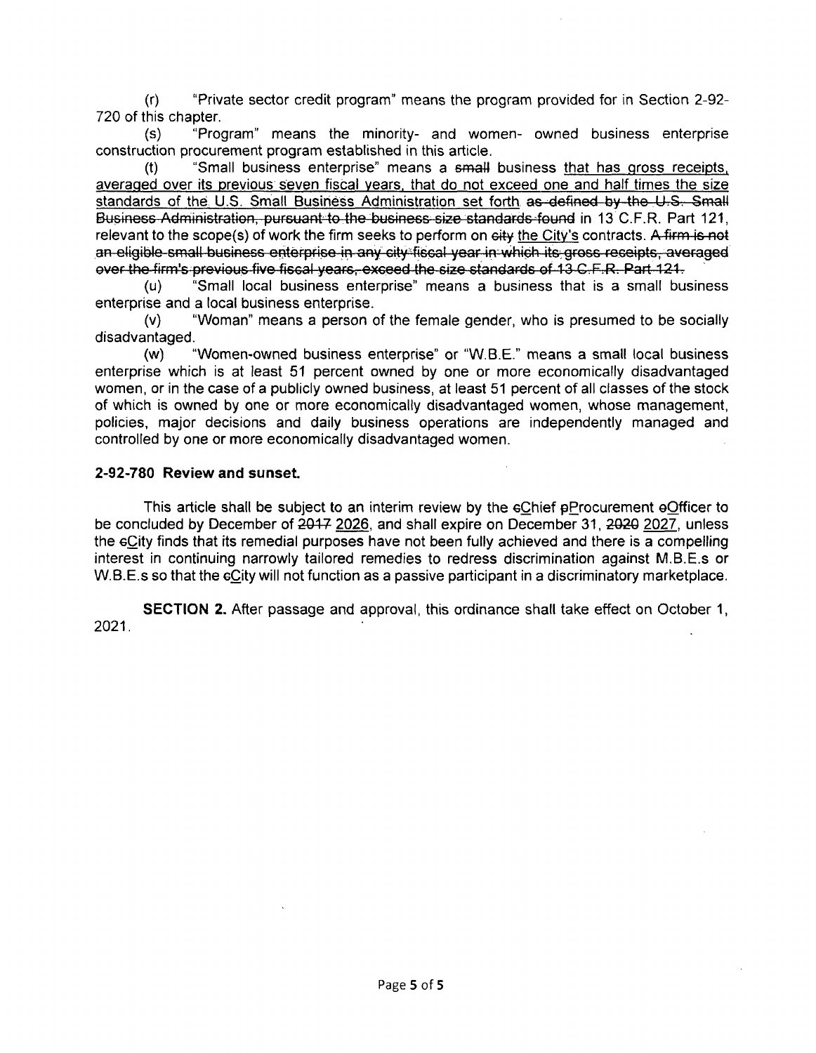(r) "Private sector credit program" means the program provided for in Section 2-92-720 of this chapter.

(s) "Program" means the minority- and women- owned business enterprise construction procurement program established in this article.

(t) "Small business enterprise" means a ~~small~~ business <u>that has gross receipts, averaged over its previous seven fiscal years, that do not exceed one and half times the size standards of the U.S. Small Business Administration set forth</u> ~~as defined by the U.S. Small Business Administration, pursuant to the business size standards found~~ in 13 C.F.R. Part 121, relevant to the scope(s) of work the firm seeks to perform on ~~city~~ <u>the City's</u> contracts. ~~A firm is not an eligible small business enterprise in any city fiscal year in which its gross receipts, averaged over the firm's previous five fiscal years, exceed the size standards of 13 C.F.R. Part 121.~~

(u) "Small local business enterprise" means a business that is a small business enterprise and a local business enterprise.

(v) "Woman" means a person of the female gender, who is presumed to be socially disadvantaged.

(w) "Women-owned business enterprise" or "W.B.E." means a small local business enterprise which is at least 51 percent owned by one or more economically disadvantaged women, or in the case of a publicly owned business, at least 51 percent of all classes of the stock of which is owned by one or more economically disadvantaged women, whose management, policies, major decisions and daily business operations are independently managed and controlled by one or more economically disadvantaged women.

**2-92-780 Review and sunset.**

This article shall be subject to an interim review by the ~~c~~<u>C</u>hief ~~p~~<u>P</u>rocurement ~~o~~<u>O</u>fficer to be concluded by December of ~~2017~~ <u>2026</u>, and shall expire on December 31, ~~2020~~ <u>2027</u>, unless the ~~c~~<u>C</u>ity finds that its remedial purposes have not been fully achieved and there is a compelling interest in continuing narrowly tailored remedies to redress discrimination against M.B.E.s or W.B.E.s so that the ~~c~~<u>C</u>ity will not function as a passive participant in a discriminatory marketplace.

**SECTION 2.** After passage and approval, this ordinance shall take effect on October 1, 2021.